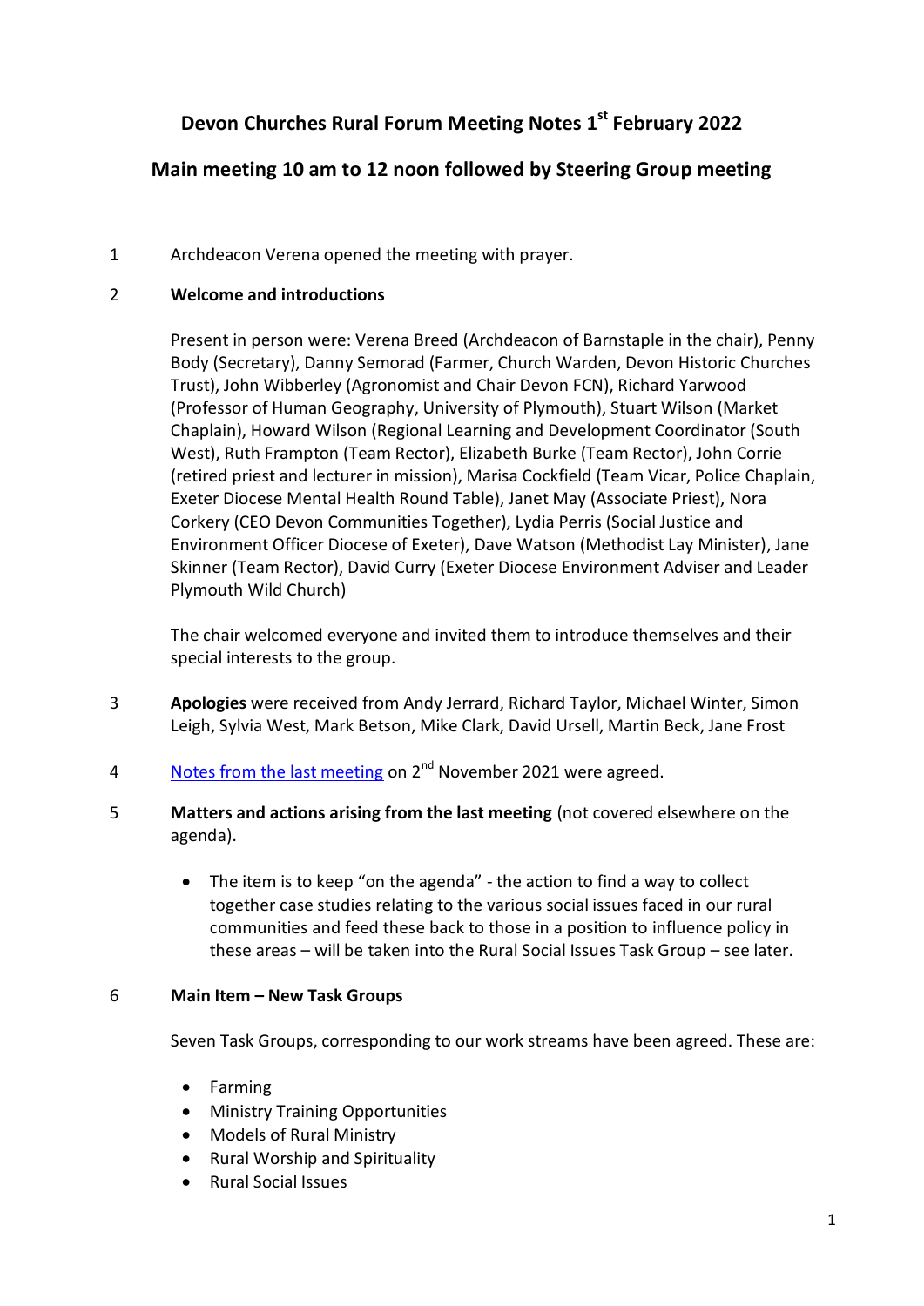# Devon Churches Rural Forum Meeting Notes 1st February 2022

## Main meeting 10 am to 12 noon followed by Steering Group meeting

1 Archdeacon Verena opened the meeting with prayer.

2 **Welcome and introductions**

Present in person were: Verena Breed (Archdeacon of Barnstaple in the chair), Penny Body (Secretary), Danny Semorad (Farmer, Church Warden, Devon Historic Churches Trust), John Wibberley (Agronomist and Chair Devon FCN), Richard Yarwood (Professor of Human Geography, University of Plymouth), Stuart Wilson (Market Chaplain), Howard Wilson (Regional Learning and Development Coordinator (South West), Ruth Frampton (Team Rector), Elizabeth Burke (Team Rector), John Corrie (retired priest and lecturer in mission), Marisa Cockfield (Team Vicar, Police Chaplain, Exeter Diocese Mental Health Round Table), Janet May (Associate Priest), Nora Corkery (CEO Devon Communities Together), Lydia Perris (Social Justice and Environment Officer Diocese of Exeter), Dave Watson (Methodist Lay Minister), Jane Skinner (Team Rector), David Curry (Exeter Diocese Environment Adviser and Leader Plymouth Wild Church)

The chair welcomed everyone and invited them to introduce themselves and their special interests to the group.

3 **Apologies** were received from Andy Jerrard, Richard Taylor, Michael Winter, Simon Leigh, Sylvia West, Mark Betson, Mike Clark, David Ursell, Martin Beck, Jane Frost

4 Notes from the last meeting on 2nd November 2021 were agreed.

5 **Matters and actions arising from the last meeting** (not covered elsewhere on the agenda).

- The item is to keep "on the agenda" - the action to find a way to collect together case studies relating to the various social issues faced in our rural communities and feed these back to those in a position to influence policy in these areas – will be taken into the Rural Social Issues Task Group – see later.

6 **Main Item – New Task Groups**

Seven Task Groups, corresponding to our work streams have been agreed. These are:

- Farming
- Ministry Training Opportunities
- Models of Rural Ministry
- Rural Worship and Spirituality
- Rural Social Issues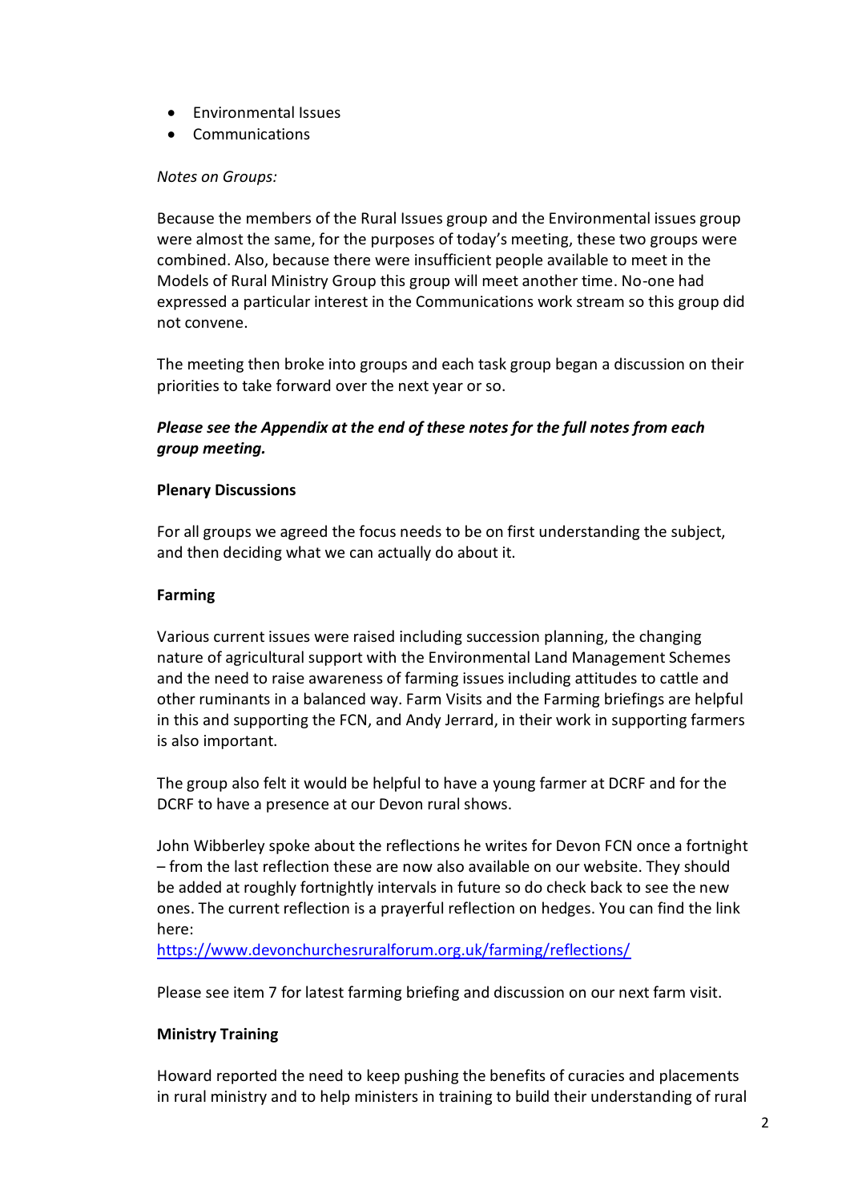- Environmental Issues
- Communications

*Notes on Groups:*

Because the members of the Rural Issues group and the Environmental issues group were almost the same, for the purposes of today's meeting, these two groups were combined. Also, because there were insufficient people available to meet in the Models of Rural Ministry Group this group will meet another time. No-one had expressed a particular interest in the Communications work stream so this group did not convene.

The meeting then broke into groups and each task group began a discussion on their priorities to take forward over the next year or so.

***Please see the Appendix at the end of these notes for the full notes from each group meeting.***

**Plenary Discussions**

For all groups we agreed the focus needs to be on first understanding the subject, and then deciding what we can actually do about it.

**Farming**

Various current issues were raised including succession planning, the changing nature of agricultural support with the Environmental Land Management Schemes and the need to raise awareness of farming issues including attitudes to cattle and other ruminants in a balanced way. Farm Visits and the Farming briefings are helpful in this and supporting the FCN, and Andy Jerrard, in their work in supporting farmers is also important.

The group also felt it would be helpful to have a young farmer at DCRF and for the DCRF to have a presence at our Devon rural shows.

John Wibberley spoke about the reflections he writes for Devon FCN once a fortnight – from the last reflection these are now also available on our website. They should be added at roughly fortnightly intervals in future so do check back to see the new ones. The current reflection is a prayerful reflection on hedges. You can find the link here:
[https://www.devonchurchesruralforum.org.uk/farming/reflections/](https://www.devonchurchesruralforum.org.uk/farming/reflections/)

Please see item 7 for latest farming briefing and discussion on our next farm visit.

**Ministry Training**

Howard reported the need to keep pushing the benefits of curacies and placements in rural ministry and to help ministers in training to build their understanding of rural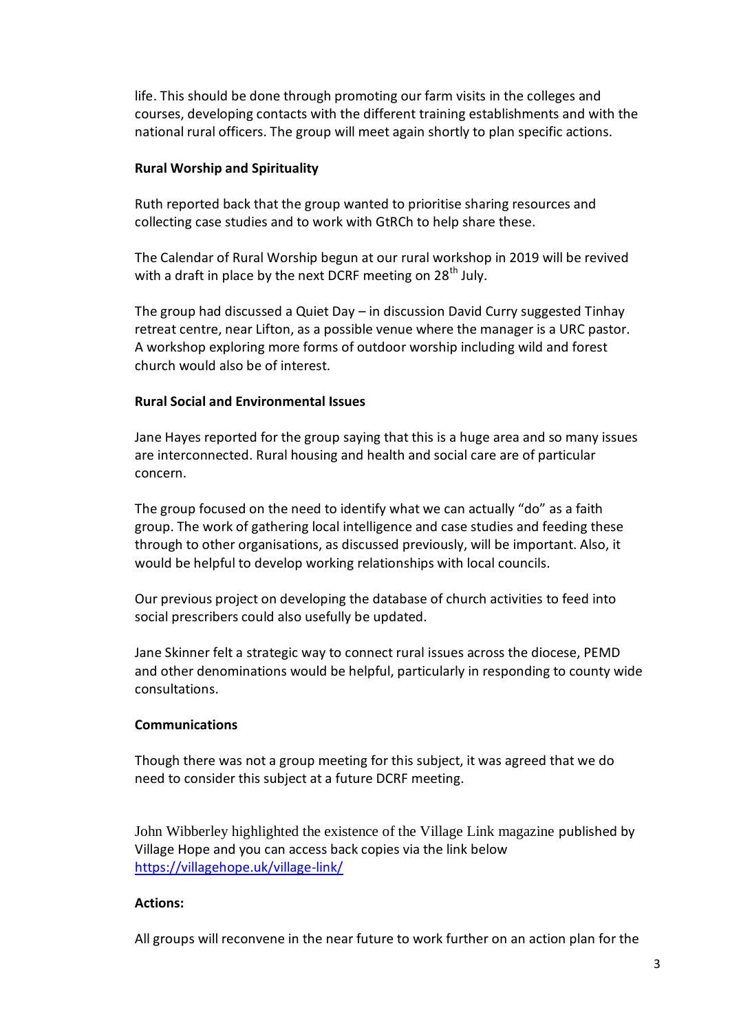life. This should be done through promoting our farm visits in the colleges and courses, developing contacts with the different training establishments and with the national rural officers. The group will meet again shortly to plan specific actions.

**Rural Worship and Spirituality**

Ruth reported back that the group wanted to prioritise sharing resources and collecting case studies and to work with GtRCh to help share these.

The Calendar of Rural Worship begun at our rural workshop in 2019 will be revived with a draft in place by the next DCRF meeting on 28th July.

The group had discussed a Quiet Day – in discussion David Curry suggested Tinhay retreat centre, near Lifton, as a possible venue where the manager is a URC pastor. A workshop exploring more forms of outdoor worship including wild and forest church would also be of interest.

**Rural Social and Environmental Issues**

Jane Hayes reported for the group saying that this is a huge area and so many issues are interconnected. Rural housing and health and social care are of particular concern.

The group focused on the need to identify what we can actually "do" as a faith group. The work of gathering local intelligence and case studies and feeding these through to other organisations, as discussed previously, will be important. Also, it would be helpful to develop working relationships with local councils.

Our previous project on developing the database of church activities to feed into social prescribers could also usefully be updated.

Jane Skinner felt a strategic way to connect rural issues across the diocese, PEMD and other denominations would be helpful, particularly in responding to county wide consultations.

**Communications**

Though there was not a group meeting for this subject, it was agreed that we do need to consider this subject at a future DCRF meeting.

John Wibberley highlighted the existence of the Village Link magazine published by Village Hope and you can access back copies via the link below
https://villagehope.uk/village-link/

**Actions:**

All groups will reconvene in the near future to work further on an action plan for the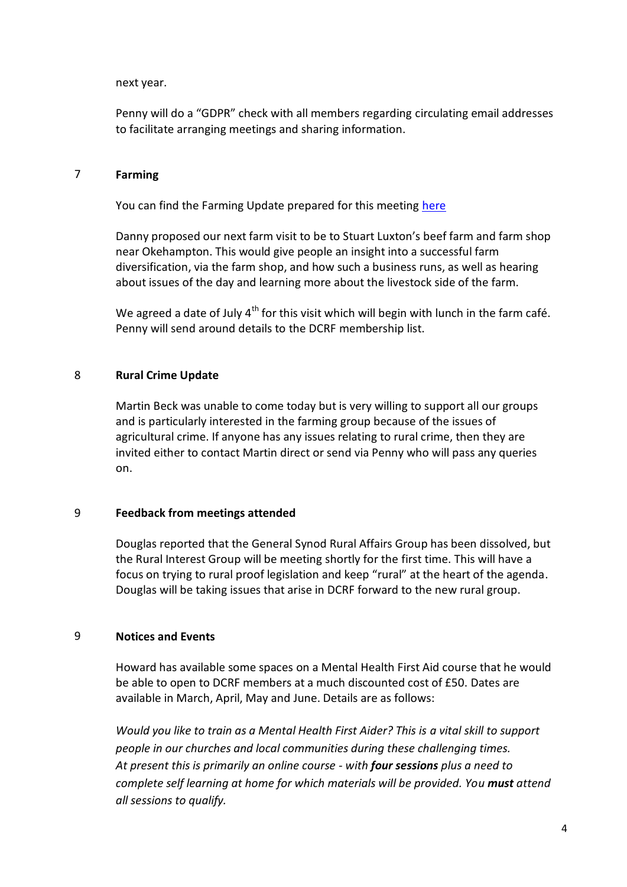next year.

Penny will do a “GDPR” check with all members regarding circulating email addresses to facilitate arranging meetings and sharing information.

## 7 Farming

You can find the Farming Update prepared for this meeting here

Danny proposed our next farm visit to be to Stuart Luxton’s beef farm and farm shop near Okehampton. This would give people an insight into a successful farm diversification, via the farm shop, and how such a business runs, as well as hearing about issues of the day and learning more about the livestock side of the farm.

We agreed a date of July 4th for this visit which will begin with lunch in the farm café. Penny will send around details to the DCRF membership list.

## 8 Rural Crime Update

Martin Beck was unable to come today but is very willing to support all our groups and is particularly interested in the farming group because of the issues of agricultural crime. If anyone has any issues relating to rural crime, then they are invited either to contact Martin direct or send via Penny who will pass any queries on.

## 9 Feedback from meetings attended

Douglas reported that the General Synod Rural Affairs Group has been dissolved, but the Rural Interest Group will be meeting shortly for the first time. This will have a focus on trying to rural proof legislation and keep “rural” at the heart of the agenda. Douglas will be taking issues that arise in DCRF forward to the new rural group.

## 9 Notices and Events

Howard has available some spaces on a Mental Health First Aid course that he would be able to open to DCRF members at a much discounted cost of £50. Dates are available in March, April, May and June. Details are as follows:

*Would you like to train as a Mental Health First Aider? This is a vital skill to support people in our churches and local communities during these challenging times. At present this is primarily an online course - with **four sessions** plus a need to complete self learning at home for which materials will be provided. You **must** attend all sessions to qualify.*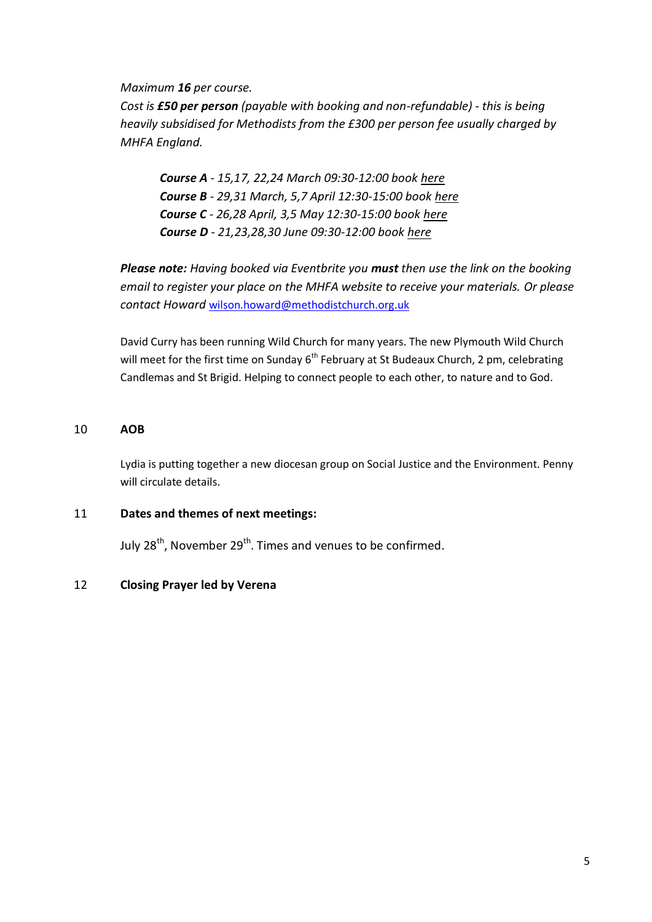*Maximum **16** per course.*
*Cost is **£50 per person** (payable with booking and non-refundable) - this is being heavily subsidised for Methodists from the £300 per person fee usually charged by MHFA England.*

> ***Course A** - 15,17, 22,24 March 09:30-12:00 book here*
> ***Course B** - 29,31 March, 5,7 April 12:30-15:00 book here*
> ***Course C** - 26,28 April, 3,5 May 12:30-15:00 book here*
> ***Course D** - 21,23,28,30 June 09:30-12:00 book here*

***Please note:** Having booked via Eventbrite you **must** then use the link on the booking email to register your place on the MHFA website to receive your materials. Or please contact Howard* wilson.howard@methodistchurch.org.uk

David Curry has been running Wild Church for many years. The new Plymouth Wild Church will meet for the first time on Sunday 6th February at St Budeaux Church, 2 pm, celebrating Candlemas and St Brigid. Helping to connect people to each other, to nature and to God.

## 10 AOB

Lydia is putting together a new diocesan group on Social Justice and the Environment. Penny will circulate details.

## 11 Dates and themes of next meetings:

July 28th, November 29th. Times and venues to be confirmed.

## 12 Closing Prayer led by Verena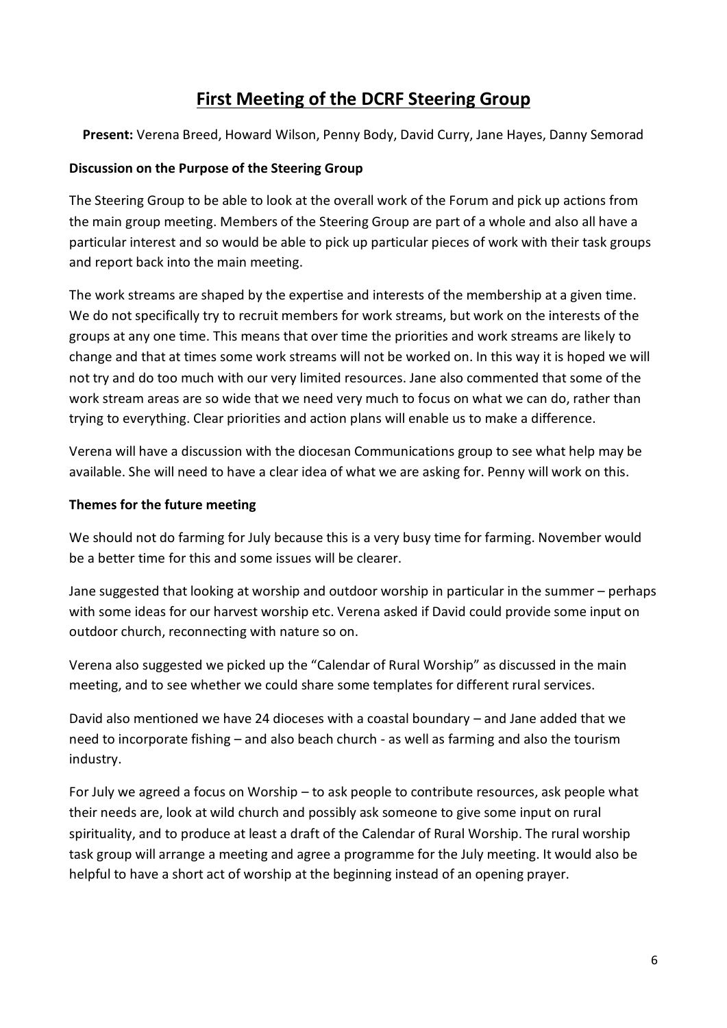# First Meeting of the DCRF Steering Group

**Present:** Verena Breed, Howard Wilson, Penny Body, David Curry, Jane Hayes, Danny Semorad

**Discussion on the Purpose of the Steering Group**

The Steering Group to be able to look at the overall work of the Forum and pick up actions from the main group meeting. Members of the Steering Group are part of a whole and also all have a particular interest and so would be able to pick up particular pieces of work with their task groups and report back into the main meeting.

The work streams are shaped by the expertise and interests of the membership at a given time. We do not specifically try to recruit members for work streams, but work on the interests of the groups at any one time. This means that over time the priorities and work streams are likely to change and that at times some work streams will not be worked on. In this way it is hoped we will not try and do too much with our very limited resources. Jane also commented that some of the work stream areas are so wide that we need very much to focus on what we can do, rather than trying to everything. Clear priorities and action plans will enable us to make a difference.

Verena will have a discussion with the diocesan Communications group to see what help may be available. She will need to have a clear idea of what we are asking for. Penny will work on this.

**Themes for the future meeting**

We should not do farming for July because this is a very busy time for farming. November would be a better time for this and some issues will be clearer.

Jane suggested that looking at worship and outdoor worship in particular in the summer – perhaps with some ideas for our harvest worship etc. Verena asked if David could provide some input on outdoor church, reconnecting with nature so on.

Verena also suggested we picked up the "Calendar of Rural Worship" as discussed in the main meeting, and to see whether we could share some templates for different rural services.

David also mentioned we have 24 dioceses with a coastal boundary – and Jane added that we need to incorporate fishing – and also beach church - as well as farming and also the tourism industry.

For July we agreed a focus on Worship – to ask people to contribute resources, ask people what their needs are, look at wild church and possibly ask someone to give some input on rural spirituality, and to produce at least a draft of the Calendar of Rural Worship. The rural worship task group will arrange a meeting and agree a programme for the July meeting. It would also be helpful to have a short act of worship at the beginning instead of an opening prayer.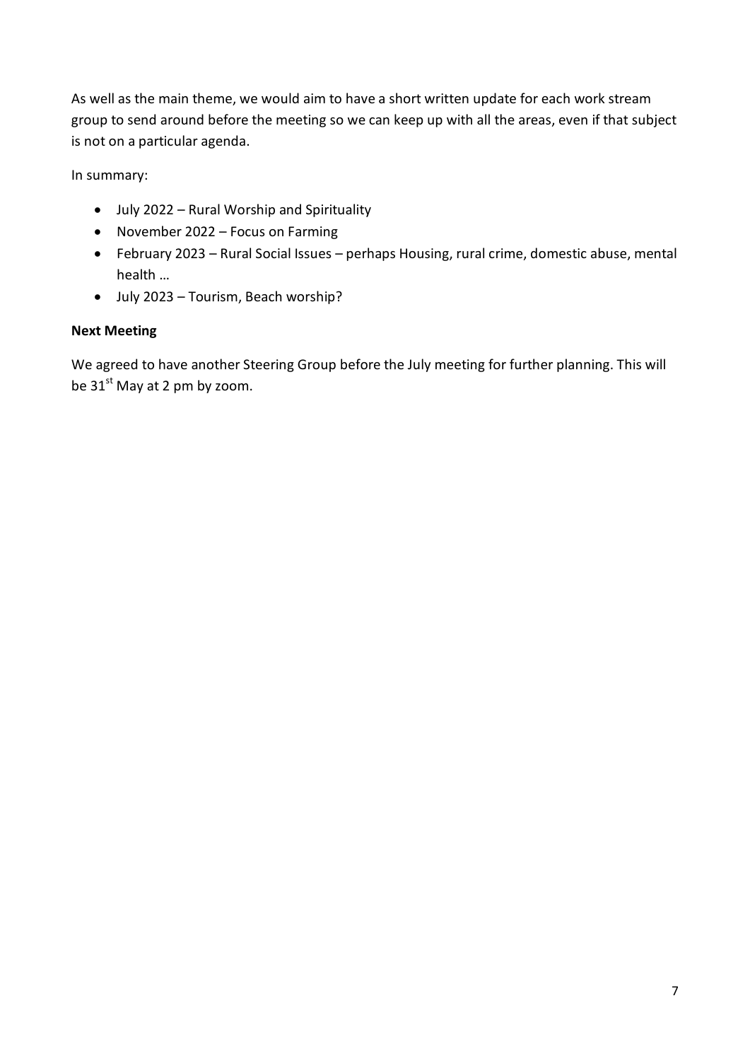As well as the main theme, we would aim to have a short written update for each work stream group to send around before the meeting so we can keep up with all the areas, even if that subject is not on a particular agenda.

In summary:

- July 2022 – Rural Worship and Spirituality
- November 2022 – Focus on Farming
- February 2023 – Rural Social Issues – perhaps Housing, rural crime, domestic abuse, mental health …
- July 2023 – Tourism, Beach worship?

**Next Meeting**

We agreed to have another Steering Group before the July meeting for further planning. This will be 31st May at 2 pm by zoom.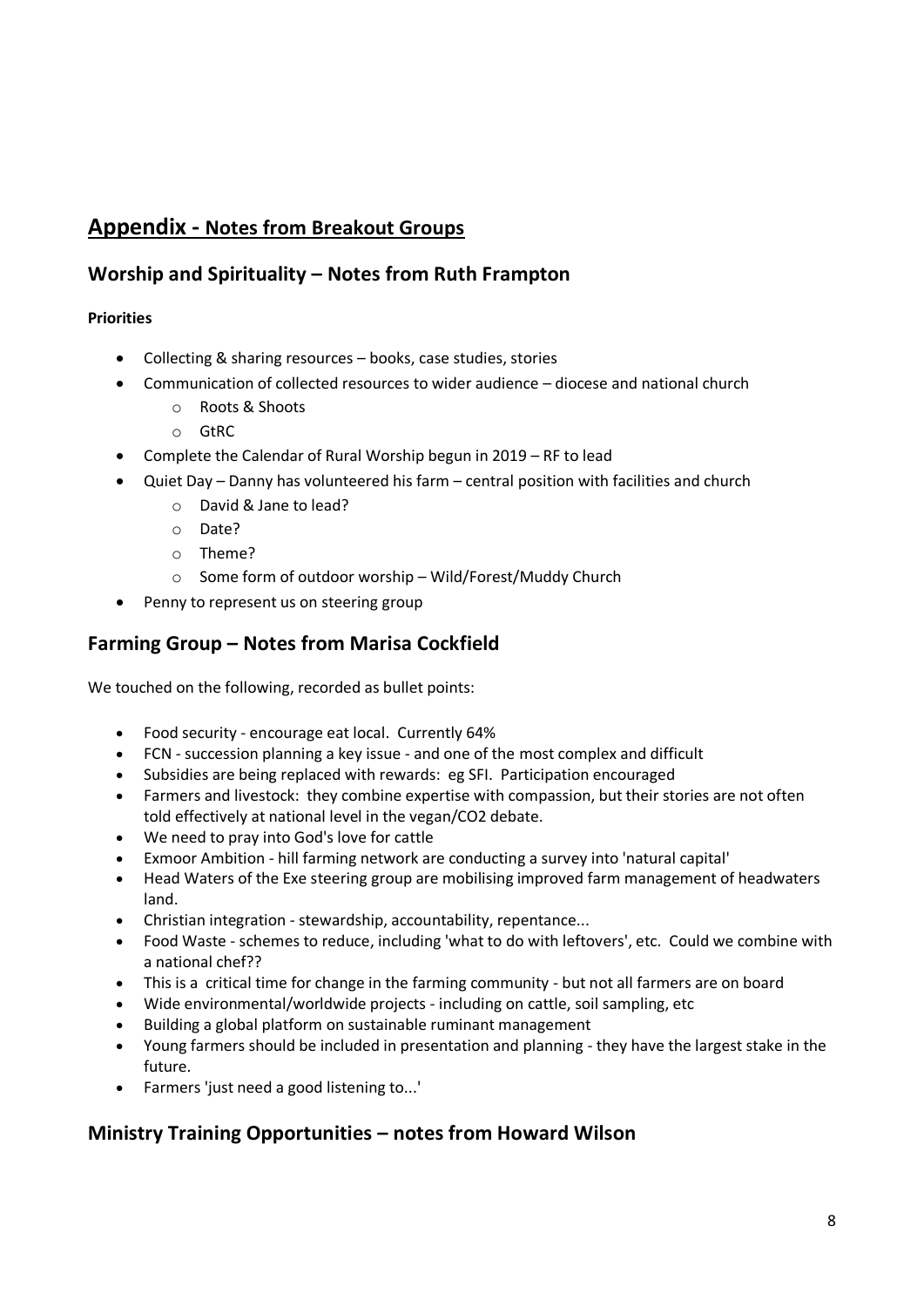# Appendix - Notes from Breakout Groups

## Worship and Spirituality – Notes from Ruth Frampton

**Priorities**

- Collecting & sharing resources – books, case studies, stories
- Communication of collected resources to wider audience – diocese and national church
  - Roots & Shoots
  - GtRC
- Complete the Calendar of Rural Worship begun in 2019 – RF to lead
- Quiet Day – Danny has volunteered his farm – central position with facilities and church
  - David & Jane to lead?
  - Date?
  - Theme?
  - Some form of outdoor worship – Wild/Forest/Muddy Church
- Penny to represent us on steering group

## Farming Group – Notes from Marisa Cockfield

We touched on the following, recorded as bullet points:

- Food security - encourage eat local. Currently 64%
- FCN - succession planning a key issue - and one of the most complex and difficult
- Subsidies are being replaced with rewards: eg SFI. Participation encouraged
- Farmers and livestock: they combine expertise with compassion, but their stories are not often told effectively at national level in the vegan/CO2 debate.
- We need to pray into God's love for cattle
- Exmoor Ambition - hill farming network are conducting a survey into 'natural capital'
- Head Waters of the Exe steering group are mobilising improved farm management of headwaters land.
- Christian integration - stewardship, accountability, repentance...
- Food Waste - schemes to reduce, including 'what to do with leftovers', etc. Could we combine with a national chef??
- This is a critical time for change in the farming community - but not all farmers are on board
- Wide environmental/worldwide projects - including on cattle, soil sampling, etc
- Building a global platform on sustainable ruminant management
- Young farmers should be included in presentation and planning - they have the largest stake in the future.
- Farmers 'just need a good listening to...'

## Ministry Training Opportunities – notes from Howard Wilson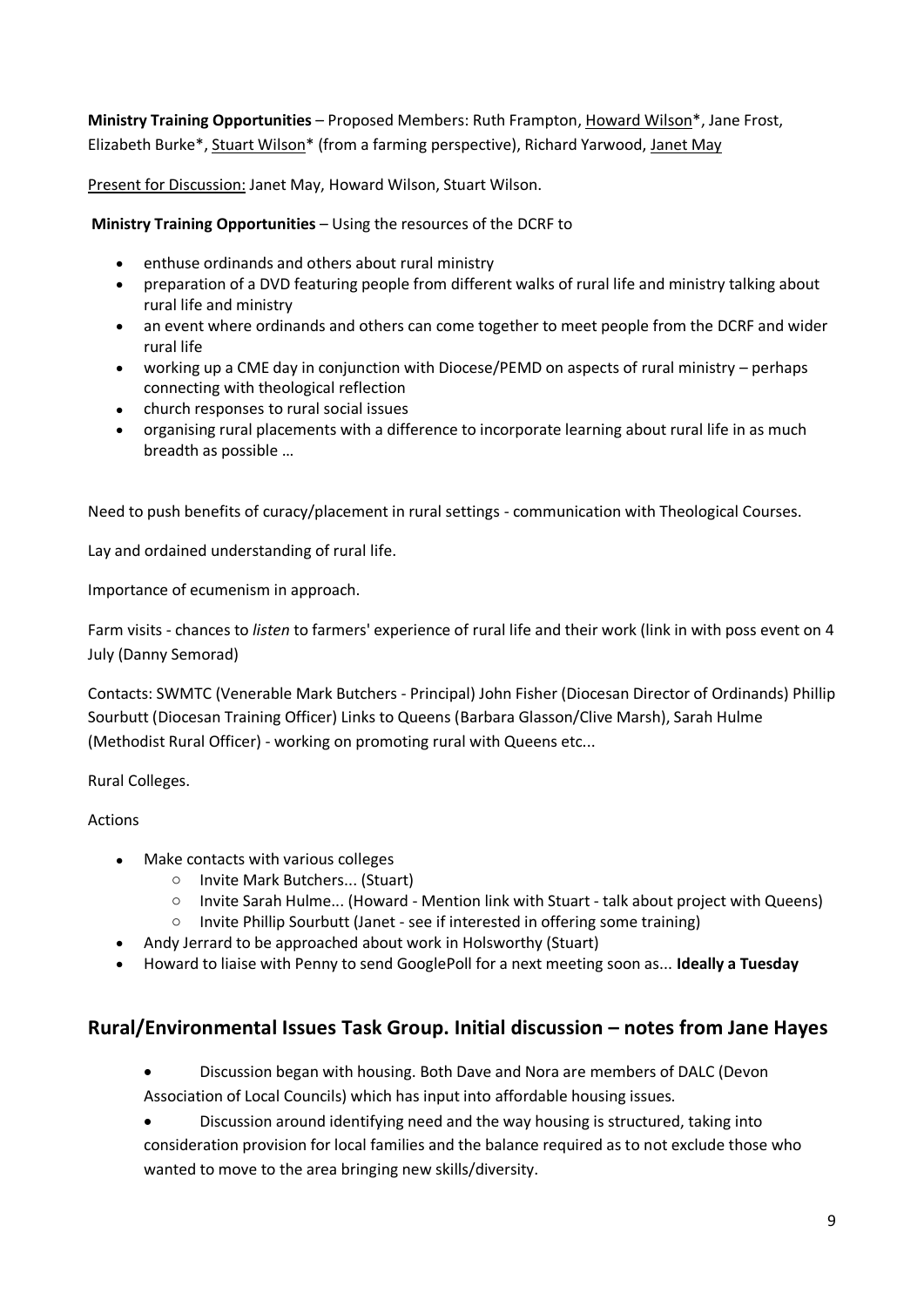**Ministry Training Opportunities** – Proposed Members: Ruth Frampton, Howard Wilson*, Jane Frost, Elizabeth Burke*, Stuart Wilson* (from a farming perspective), Richard Yarwood, Janet May

Present for Discussion: Janet May, Howard Wilson, Stuart Wilson.

**Ministry Training Opportunities** – Using the resources of the DCRF to

- enthuse ordinands and others about rural ministry
- preparation of a DVD featuring people from different walks of rural life and ministry talking about rural life and ministry
- an event where ordinands and others can come together to meet people from the DCRF and wider rural life
- working up a CME day in conjunction with Diocese/PEMD on aspects of rural ministry – perhaps connecting with theological reflection
- church responses to rural social issues
- organising rural placements with a difference to incorporate learning about rural life in as much breadth as possible …

Need to push benefits of curacy/placement in rural settings - communication with Theological Courses.

Lay and ordained understanding of rural life.

Importance of ecumenism in approach.

Farm visits - chances to *listen* to farmers' experience of rural life and their work (link in with poss event on 4 July (Danny Semorad)

Contacts: SWMTC (Venerable Mark Butchers - Principal) John Fisher (Diocesan Director of Ordinands) Phillip Sourbutt (Diocesan Training Officer) Links to Queens (Barbara Glasson/Clive Marsh), Sarah Hulme (Methodist Rural Officer) - working on promoting rural with Queens etc...

Rural Colleges.

Actions

- Make contacts with various colleges
  - Invite Mark Butchers... (Stuart)
  - Invite Sarah Hulme... (Howard - Mention link with Stuart - talk about project with Queens)
  - Invite Phillip Sourbutt (Janet - see if interested in offering some training)
- Andy Jerrard to be approached about work in Holsworthy (Stuart)
- Howard to liaise with Penny to send GooglePoll for a next meeting soon as... **Ideally a Tuesday**

## Rural/Environmental Issues Task Group. Initial discussion – notes from Jane Hayes

- Discussion began with housing. Both Dave and Nora are members of DALC (Devon Association of Local Councils) which has input into affordable housing issues.
- Discussion around identifying need and the way housing is structured, taking into consideration provision for local families and the balance required as to not exclude those who wanted to move to the area bringing new skills/diversity.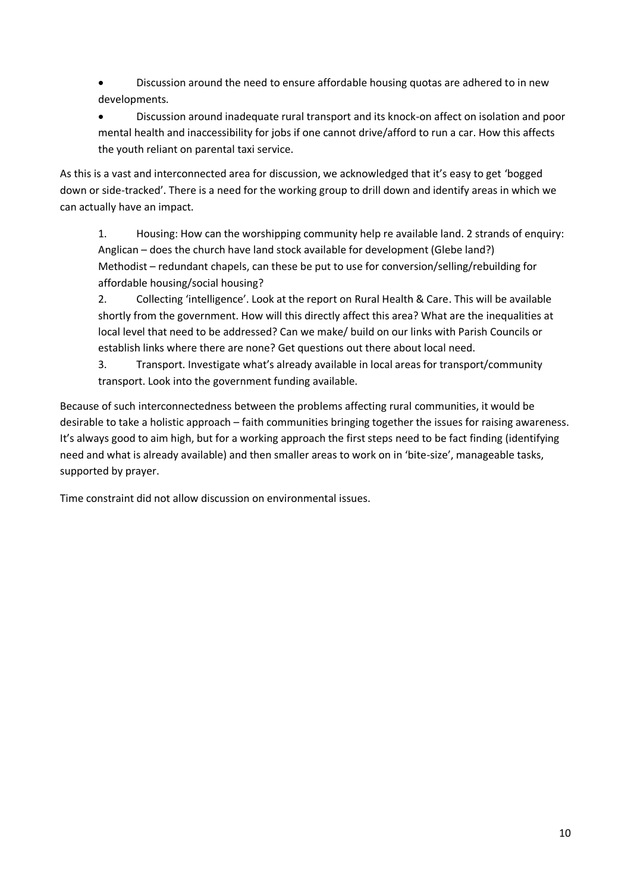- Discussion around the need to ensure affordable housing quotas are adhered to in new developments.
- Discussion around inadequate rural transport and its knock-on affect on isolation and poor mental health and inaccessibility for jobs if one cannot drive/afford to run a car. How this affects the youth reliant on parental taxi service.

As this is a vast and interconnected area for discussion, we acknowledged that it's easy to get 'bogged down or side-tracked'. There is a need for the working group to drill down and identify areas in which we can actually have an impact.

1. Housing: How can the worshipping community help re available land. 2 strands of enquiry: Anglican – does the church have land stock available for development (Glebe land?) Methodist – redundant chapels, can these be put to use for conversion/selling/rebuilding for affordable housing/social housing?
2. Collecting 'intelligence'. Look at the report on Rural Health & Care. This will be available shortly from the government. How will this directly affect this area? What are the inequalities at local level that need to be addressed? Can we make/ build on our links with Parish Councils or establish links where there are none? Get questions out there about local need.
3. Transport. Investigate what's already available in local areas for transport/community transport. Look into the government funding available.

Because of such interconnectedness between the problems affecting rural communities, it would be desirable to take a holistic approach – faith communities bringing together the issues for raising awareness. It's always good to aim high, but for a working approach the first steps need to be fact finding (identifying need and what is already available) and then smaller areas to work on in 'bite-size', manageable tasks, supported by prayer.

Time constraint did not allow discussion on environmental issues.